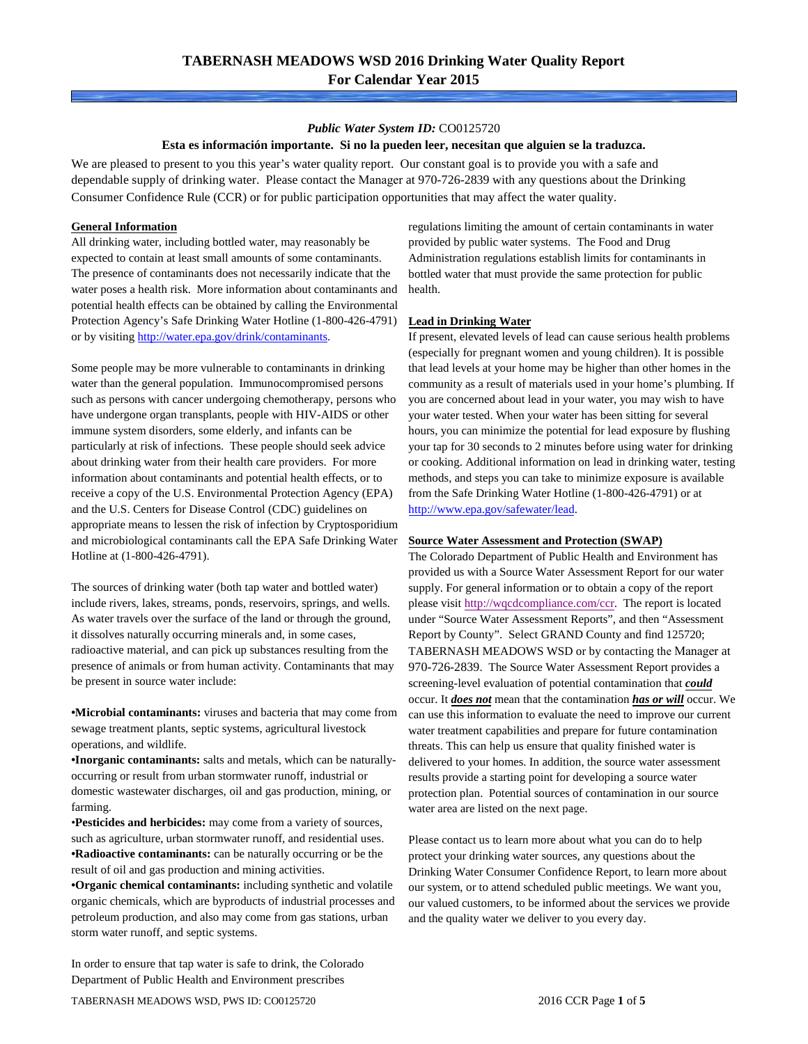# TABERNASH MEADOWS WSD 2016 Drinking Water Quality Report
## For Calendar Year 2015

***Public Water System ID:*** CO0125720

**Esta es información importante. Si no la pueden leer, necesitan que alguien se la traduzca.**

We are pleased to present to you this year's water quality report. Our constant goal is to provide you with a safe and dependable supply of drinking water. Please contact the Manager at 970-726-2839 with any questions about the Drinking Consumer Confidence Rule (CCR) or for public participation opportunities that may affect the water quality.

### General Information

All drinking water, including bottled water, may reasonably be expected to contain at least small amounts of some contaminants. The presence of contaminants does not necessarily indicate that the water poses a health risk. More information about contaminants and potential health effects can be obtained by calling the Environmental Protection Agency's Safe Drinking Water Hotline (1-800-426-4791) or by visiting http://water.epa.gov/drink/contaminants.

Some people may be more vulnerable to contaminants in drinking water than the general population. Immunocompromised persons such as persons with cancer undergoing chemotherapy, persons who have undergone organ transplants, people with HIV-AIDS or other immune system disorders, some elderly, and infants can be particularly at risk of infections. These people should seek advice about drinking water from their health care providers. For more information about contaminants and potential health effects, or to receive a copy of the U.S. Environmental Protection Agency (EPA) and the U.S. Centers for Disease Control (CDC) guidelines on appropriate means to lessen the risk of infection by Cryptosporidium and microbiological contaminants call the EPA Safe Drinking Water Hotline at (1-800-426-4791).

The sources of drinking water (both tap water and bottled water) include rivers, lakes, streams, ponds, reservoirs, springs, and wells. As water travels over the surface of the land or through the ground, it dissolves naturally occurring minerals and, in some cases, radioactive material, and can pick up substances resulting from the presence of animals or from human activity. Contaminants that may be present in source water include:

- **Microbial contaminants:** viruses and bacteria that may come from sewage treatment plants, septic systems, agricultural livestock operations, and wildlife.
- **Inorganic contaminants:** salts and metals, which can be naturally-occurring or result from urban stormwater runoff, industrial or domestic wastewater discharges, oil and gas production, mining, or farming.
- **Pesticides and herbicides:** may come from a variety of sources, such as agriculture, urban stormwater runoff, and residential uses.
- **Radioactive contaminants:** can be naturally occurring or be the result of oil and gas production and mining activities.
- **Organic chemical contaminants:** including synthetic and volatile organic chemicals, which are byproducts of industrial processes and petroleum production, and also may come from gas stations, urban storm water runoff, and septic systems.

In order to ensure that tap water is safe to drink, the Colorado Department of Public Health and Environment prescribes regulations limiting the amount of certain contaminants in water provided by public water systems. The Food and Drug Administration regulations establish limits for contaminants in bottled water that must provide the same protection for public health.

### Lead in Drinking Water

If present, elevated levels of lead can cause serious health problems (especially for pregnant women and young children). It is possible that lead levels at your home may be higher than other homes in the community as a result of materials used in your home's plumbing. If you are concerned about lead in your water, you may wish to have your water tested. When your water has been sitting for several hours, you can minimize the potential for lead exposure by flushing your tap for 30 seconds to 2 minutes before using water for drinking or cooking. Additional information on lead in drinking water, testing methods, and steps you can take to minimize exposure is available from the Safe Drinking Water Hotline (1-800-426-4791) or at http://www.epa.gov/safewater/lead.

### Source Water Assessment and Protection (SWAP)

The Colorado Department of Public Health and Environment has provided us with a Source Water Assessment Report for our water supply. For general information or to obtain a copy of the report please visit http://wqcdcompliance.com/ccr. The report is located under "Source Water Assessment Reports", and then "Assessment Report by County". Select GRAND County and find 125720; TABERNASH MEADOWS WSD or by contacting the Manager at 970-726-2839. The Source Water Assessment Report provides a screening-level evaluation of potential contamination that ***could*** occur. It ***does not*** mean that the contamination ***has or will*** occur. We can use this information to evaluate the need to improve our current water treatment capabilities and prepare for future contamination threats. This can help us ensure that quality finished water is delivered to your homes. In addition, the source water assessment results provide a starting point for developing a source water protection plan. Potential sources of contamination in our source water area are listed on the next page.

Please contact us to learn more about what you can do to help protect your drinking water sources, any questions about the Drinking Water Consumer Confidence Report, to learn more about our system, or to attend scheduled public meetings. We want you, our valued customers, to be informed about the services we provide and the quality water we deliver to you every day.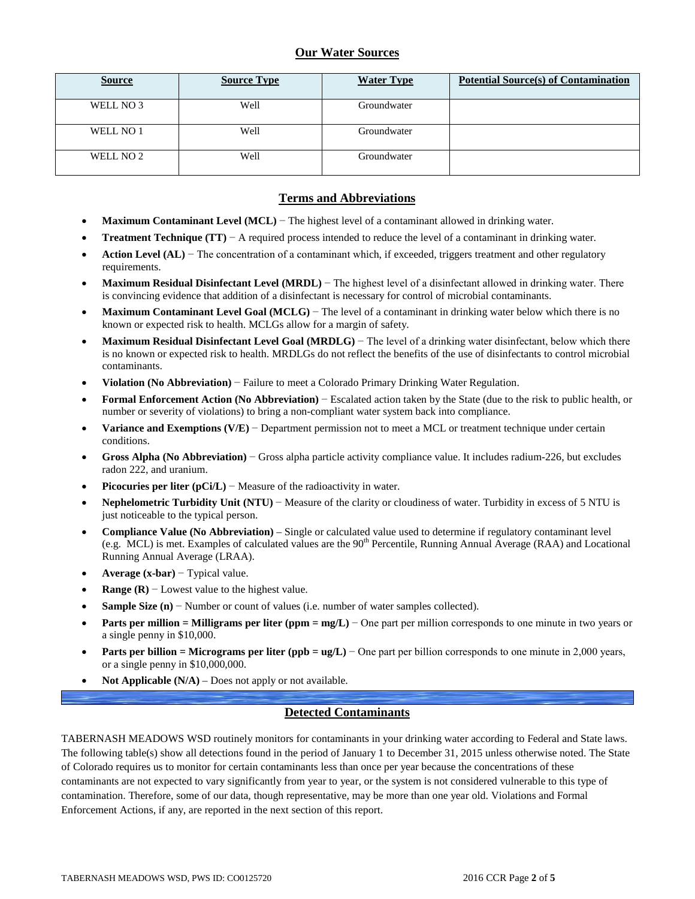## Our Water Sources

| Source | Source Type | Water Type | Potential Source(s) of Contamination |
|---|---|---|---|
| WELL NO 3 | Well | Groundwater | |
| WELL NO 1 | Well | Groundwater | |
| WELL NO 2 | Well | Groundwater | |

## Terms and Abbreviations

- **Maximum Contaminant Level (MCL)** − The highest level of a contaminant allowed in drinking water.
- **Treatment Technique (TT)** − A required process intended to reduce the level of a contaminant in drinking water.
- **Action Level (AL)** − The concentration of a contaminant which, if exceeded, triggers treatment and other regulatory requirements.
- **Maximum Residual Disinfectant Level (MRDL)** − The highest level of a disinfectant allowed in drinking water. There is convincing evidence that addition of a disinfectant is necessary for control of microbial contaminants.
- **Maximum Contaminant Level Goal (MCLG)** − The level of a contaminant in drinking water below which there is no known or expected risk to health. MCLGs allow for a margin of safety.
- **Maximum Residual Disinfectant Level Goal (MRDLG)** − The level of a drinking water disinfectant, below which there is no known or expected risk to health. MRDLGs do not reflect the benefits of the use of disinfectants to control microbial contaminants.
- **Violation (No Abbreviation)** − Failure to meet a Colorado Primary Drinking Water Regulation.
- **Formal Enforcement Action (No Abbreviation)** − Escalated action taken by the State (due to the risk to public health, or number or severity of violations) to bring a non-compliant water system back into compliance.
- **Variance and Exemptions (V/E)** − Department permission not to meet a MCL or treatment technique under certain conditions.
- **Gross Alpha (No Abbreviation)** − Gross alpha particle activity compliance value. It includes radium-226, but excludes radon 222, and uranium.
- **Picocuries per liter (pCi/L)** − Measure of the radioactivity in water.
- **Nephelometric Turbidity Unit (NTU)** − Measure of the clarity or cloudiness of water. Turbidity in excess of 5 NTU is just noticeable to the typical person.
- **Compliance Value (No Abbreviation)** – Single or calculated value used to determine if regulatory contaminant level (e.g. MCL) is met. Examples of calculated values are the 90th Percentile, Running Annual Average (RAA) and Locational Running Annual Average (LRAA).
- **Average (x-bar)** − Typical value.
- **Range (R)** − Lowest value to the highest value.
- **Sample Size (n)** − Number or count of values (i.e. number of water samples collected).
- **Parts per million = Milligrams per liter (ppm = mg/L)** − One part per million corresponds to one minute in two years or a single penny in $10,000.
- **Parts per billion = Micrograms per liter (ppb = ug/L)** − One part per billion corresponds to one minute in 2,000 years, or a single penny in $10,000,000.
- **Not Applicable (N/A)** – Does not apply or not available.

## Detected Contaminants

TABERNASH MEADOWS WSD routinely monitors for contaminants in your drinking water according to Federal and State laws. The following table(s) show all detections found in the period of January 1 to December 31, 2015 unless otherwise noted. The State of Colorado requires us to monitor for certain contaminants less than once per year because the concentrations of these contaminants are not expected to vary significantly from year to year, or the system is not considered vulnerable to this type of contamination. Therefore, some of our data, though representative, may be more than one year old. Violations and Formal Enforcement Actions, if any, are reported in the next section of this report.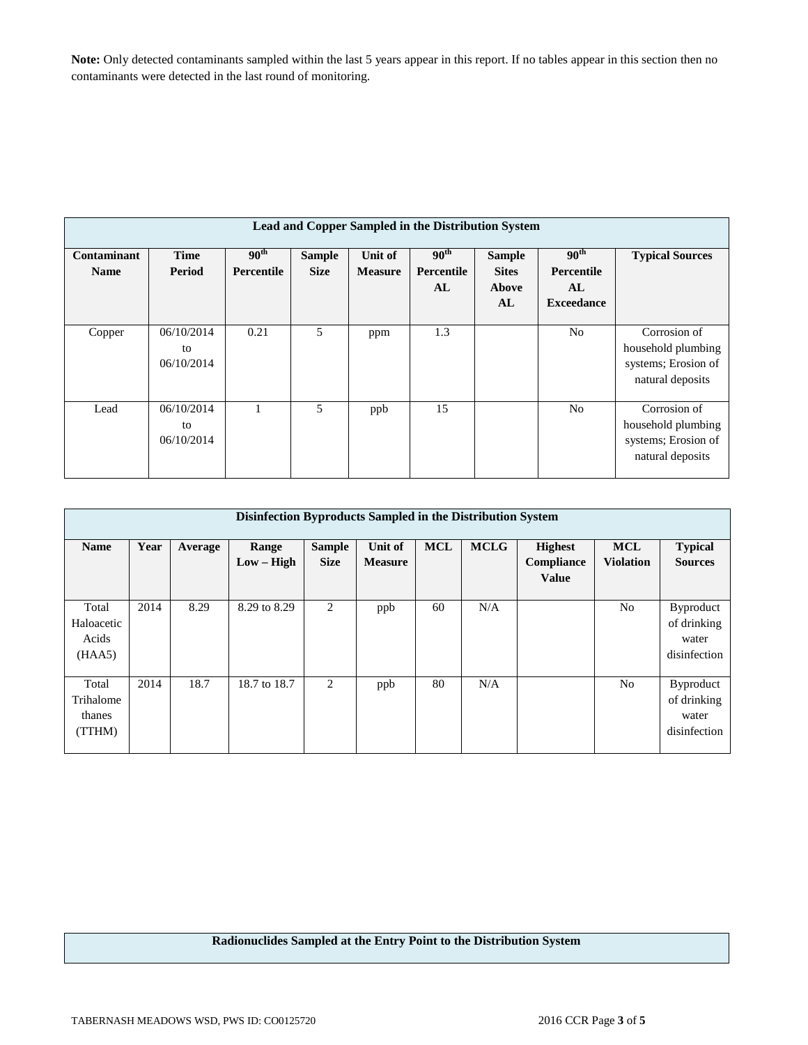**Note:** Only detected contaminants sampled within the last 5 years appear in this report. If no tables appear in this section then no contaminants were detected in the last round of monitoring.

| Lead and Copper Sampled in the Distribution System | | | | | | | | |
|---|---|---|---|---|---|---|---|---|
| Contaminant Name | Time Period | 90th Percentile | Sample Size | Unit of Measure | 90th Percentile AL | Sample Sites Above AL | 90th Percentile AL Exceedance | Typical Sources |
| Copper | 06/10/2014 to 06/10/2014 | 0.21 | 5 | ppm | 1.3 | | No | Corrosion of household plumbing systems; Erosion of natural deposits |
| Lead | 06/10/2014 to 06/10/2014 | 1 | 5 | ppb | 15 | | No | Corrosion of household plumbing systems; Erosion of natural deposits |

| Disinfection Byproducts Sampled in the Distribution System | | | | | | | | | | |
|---|---|---|---|---|---|---|---|---|---|---|
| Name | Year | Average | Range Low – High | Sample Size | Unit of Measure | MCL | MCLG | Highest Compliance Value | MCL Violation | Typical Sources |
| Total Haloacetic Acids (HAA5) | 2014 | 8.29 | 8.29 to 8.29 | 2 | ppb | 60 | N/A | | No | Byproduct of drinking water disinfection |
| Total Trihalomethanes (TTHM) | 2014 | 18.7 | 18.7 to 18.7 | 2 | ppb | 80 | N/A | | No | Byproduct of drinking water disinfection |

| Radionuclides Sampled at the Entry Point to the Distribution System |
|---|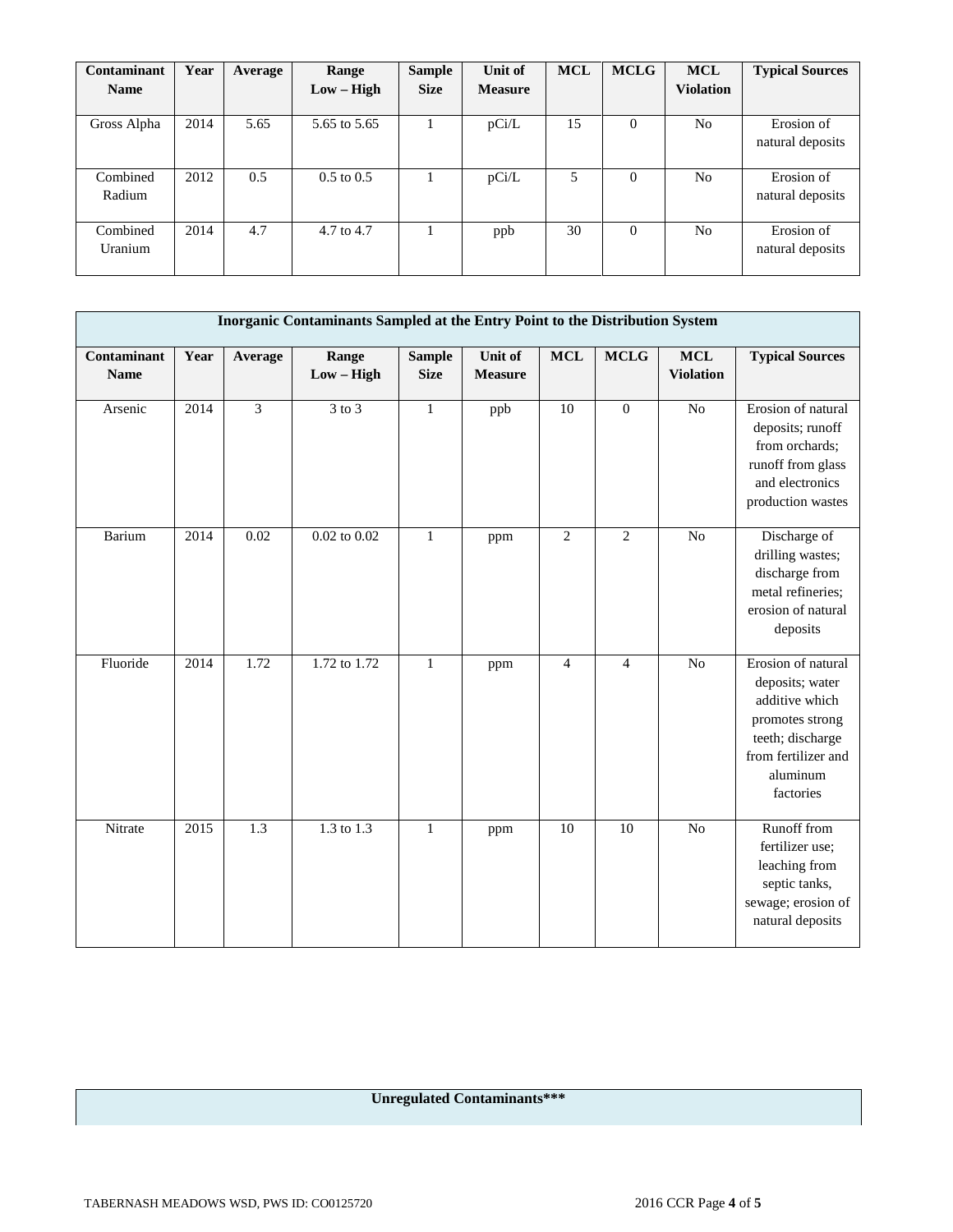| Contaminant Name | Year | Average | Range Low – High | Sample Size | Unit of Measure | MCL | MCLG | MCL Violation | Typical Sources |
|---|---|---|---|---|---|---|---|---|---|
| Gross Alpha | 2014 | 5.65 | 5.65 to 5.65 | 1 | pCi/L | 15 | 0 | No | Erosion of natural deposits |
| Combined Radium | 2012 | 0.5 | 0.5 to 0.5 | 1 | pCi/L | 5 | 0 | No | Erosion of natural deposits |
| Combined Uranium | 2014 | 4.7 | 4.7 to 4.7 | 1 | ppb | 30 | 0 | No | Erosion of natural deposits |

| Inorganic Contaminants Sampled at the Entry Point to the Distribution System | | | | | | | | | |
|---|---|---|---|---|---|---|---|---|---|
| Contaminant Name | Year | Average | Range Low – High | Sample Size | Unit of Measure | MCL | MCLG | MCL Violation | Typical Sources |
| Arsenic | 2014 | 3 | 3 to 3 | 1 | ppb | 10 | 0 | No | Erosion of natural deposits; runoff from orchards; runoff from glass and electronics production wastes |
| Barium | 2014 | 0.02 | 0.02 to 0.02 | 1 | ppm | 2 | 2 | No | Discharge of drilling wastes; discharge from metal refineries; erosion of natural deposits |
| Fluoride | 2014 | 1.72 | 1.72 to 1.72 | 1 | ppm | 4 | 4 | No | Erosion of natural deposits; water additive which promotes strong teeth; discharge from fertilizer and aluminum factories |
| Nitrate | 2015 | 1.3 | 1.3 to 1.3 | 1 | ppm | 10 | 10 | No | Runoff from fertilizer use; leaching from septic tanks, sewage; erosion of natural deposits |

| Unregulated Contaminants*** |
|---|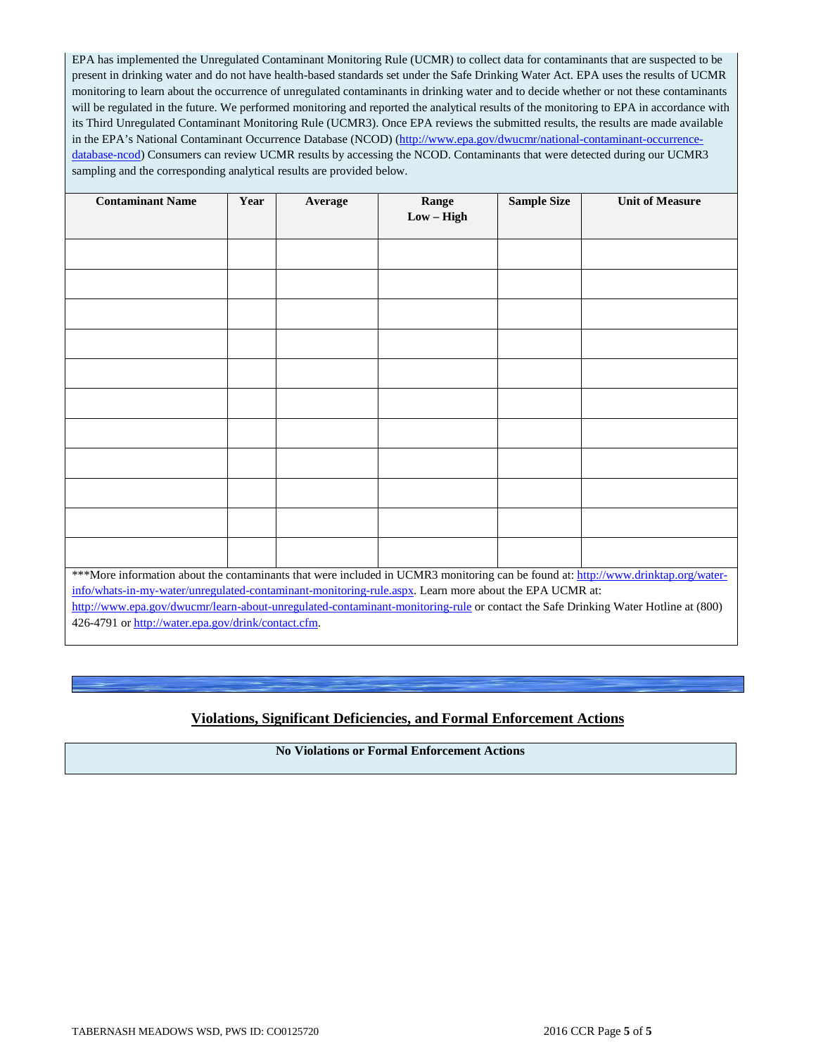EPA has implemented the Unregulated Contaminant Monitoring Rule (UCMR) to collect data for contaminants that are suspected to be present in drinking water and do not have health-based standards set under the Safe Drinking Water Act. EPA uses the results of UCMR monitoring to learn about the occurrence of unregulated contaminants in drinking water and to decide whether or not these contaminants will be regulated in the future. We performed monitoring and reported the analytical results of the monitoring to EPA in accordance with its Third Unregulated Contaminant Monitoring Rule (UCMR3). Once EPA reviews the submitted results, the results are made available in the EPA's National Contaminant Occurrence Database (NCOD) (http://www.epa.gov/dwucmr/national-contaminant-occurrence-database-ncod) Consumers can review UCMR results by accessing the NCOD. Contaminants that were detected during our UCMR3 sampling and the corresponding analytical results are provided below.

| Contaminant Name | Year | Average | Range Low – High | Sample Size | Unit of Measure |
|---|---|---|---|---|---|
| | | | | | |
| | | | | | |
| | | | | | |
| | | | | | |
| | | | | | |
| | | | | | |
| | | | | | |
| | | | | | |
| | | | | | |
| | | | | | |
| | | | | | |

***More information about the contaminants that were included in UCMR3 monitoring can be found at: http://www.drinktap.org/water-info/whats-in-my-water/unregulated-contaminant-monitoring-rule.aspx. Learn more about the EPA UCMR at: http://www.epa.gov/dwucmr/learn-about-unregulated-contaminant-monitoring-rule or contact the Safe Drinking Water Hotline at (800) 426-4791 or http://water.epa.gov/drink/contact.cfm.

## Violations, Significant Deficiencies, and Formal Enforcement Actions

**No Violations or Formal Enforcement Actions**